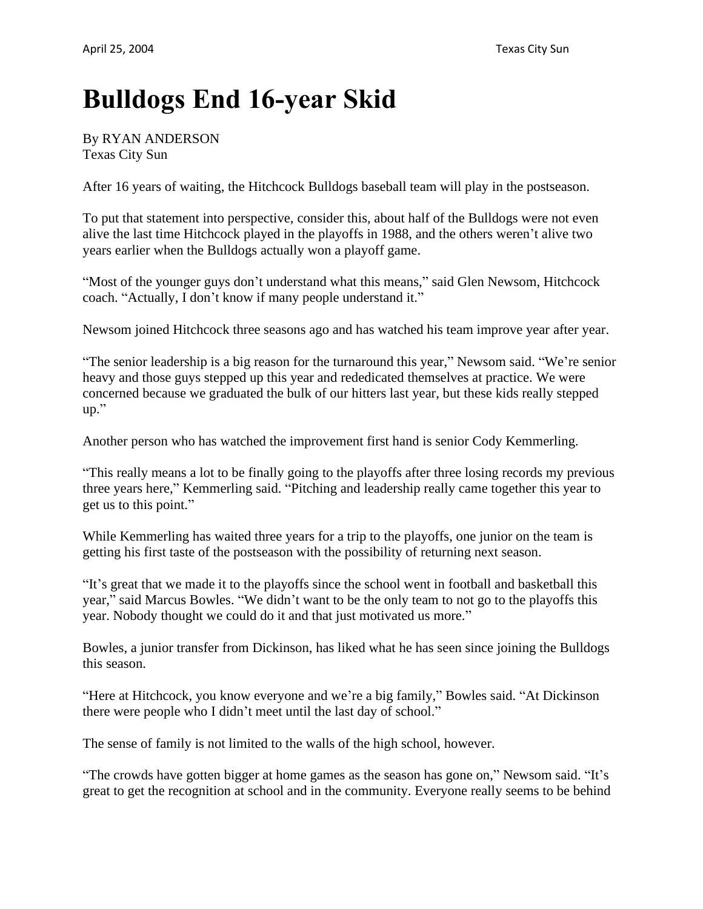# Bulldogs End 16-year Skid

By RYAN ANDERSON
Texas City Sun

After 16 years of waiting, the Hitchcock Bulldogs baseball team will play in the postseason.

To put that statement into perspective, consider this, about half of the Bulldogs were not even alive the last time Hitchcock played in the playoffs in 1988, and the others weren't alive two years earlier when the Bulldogs actually won a playoff game.

"Most of the younger guys don't understand what this means," said Glen Newsom, Hitchcock coach. "Actually, I don't know if many people understand it."

Newsom joined Hitchcock three seasons ago and has watched his team improve year after year.

"The senior leadership is a big reason for the turnaround this year," Newsom said. "We're senior heavy and those guys stepped up this year and rededicated themselves at practice. We were concerned because we graduated the bulk of our hitters last year, but these kids really stepped up."

Another person who has watched the improvement first hand is senior Cody Kemmerling.

"This really means a lot to be finally going to the playoffs after three losing records my previous three years here," Kemmerling said. "Pitching and leadership really came together this year to get us to this point."

While Kemmerling has waited three years for a trip to the playoffs, one junior on the team is getting his first taste of the postseason with the possibility of returning next season.

"It's great that we made it to the playoffs since the school went in football and basketball this year," said Marcus Bowles. "We didn't want to be the only team to not go to the playoffs this year. Nobody thought we could do it and that just motivated us more."

Bowles, a junior transfer from Dickinson, has liked what he has seen since joining the Bulldogs this season.

"Here at Hitchcock, you know everyone and we're a big family," Bowles said. "At Dickinson there were people who I didn't meet until the last day of school."

The sense of family is not limited to the walls of the high school, however.

"The crowds have gotten bigger at home games as the season has gone on," Newsom said. "It's great to get the recognition at school and in the community. Everyone really seems to be behind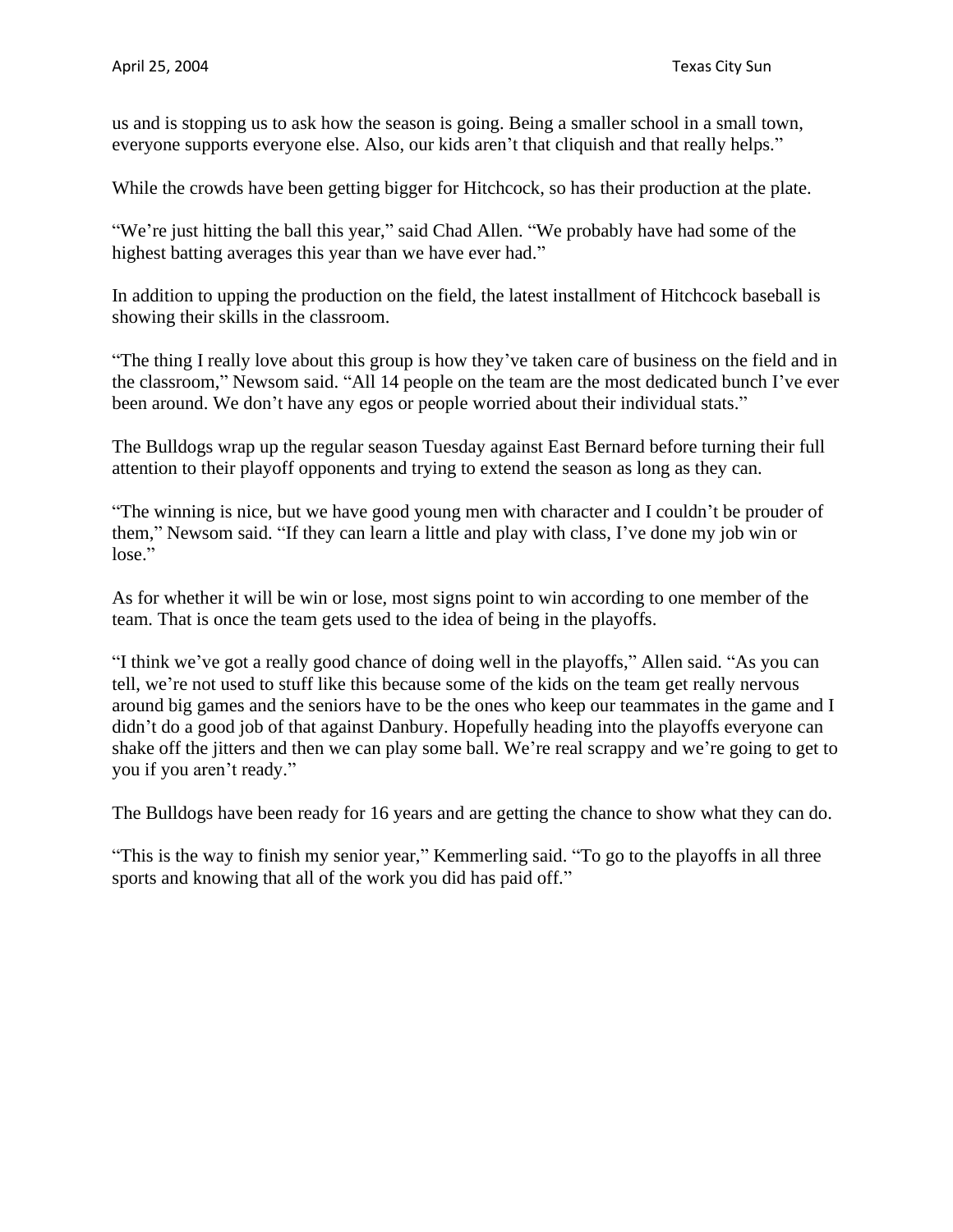us and is stopping us to ask how the season is going. Being a smaller school in a small town, everyone supports everyone else. Also, our kids aren't that cliquish and that really helps."

While the crowds have been getting bigger for Hitchcock, so has their production at the plate.

"We're just hitting the ball this year," said Chad Allen. "We probably have had some of the highest batting averages this year than we have ever had."

In addition to upping the production on the field, the latest installment of Hitchcock baseball is showing their skills in the classroom.

"The thing I really love about this group is how they've taken care of business on the field and in the classroom," Newsom said. "All 14 people on the team are the most dedicated bunch I've ever been around. We don't have any egos or people worried about their individual stats."

The Bulldogs wrap up the regular season Tuesday against East Bernard before turning their full attention to their playoff opponents and trying to extend the season as long as they can.

"The winning is nice, but we have good young men with character and I couldn't be prouder of them," Newsom said. "If they can learn a little and play with class, I've done my job win or lose."

As for whether it will be win or lose, most signs point to win according to one member of the team. That is once the team gets used to the idea of being in the playoffs.

"I think we've got a really good chance of doing well in the playoffs," Allen said. "As you can tell, we're not used to stuff like this because some of the kids on the team get really nervous around big games and the seniors have to be the ones who keep our teammates in the game and I didn't do a good job of that against Danbury. Hopefully heading into the playoffs everyone can shake off the jitters and then we can play some ball. We're real scrappy and we're going to get to you if you aren't ready."

The Bulldogs have been ready for 16 years and are getting the chance to show what they can do.

"This is the way to finish my senior year," Kemmerling said. "To go to the playoffs in all three sports and knowing that all of the work you did has paid off."